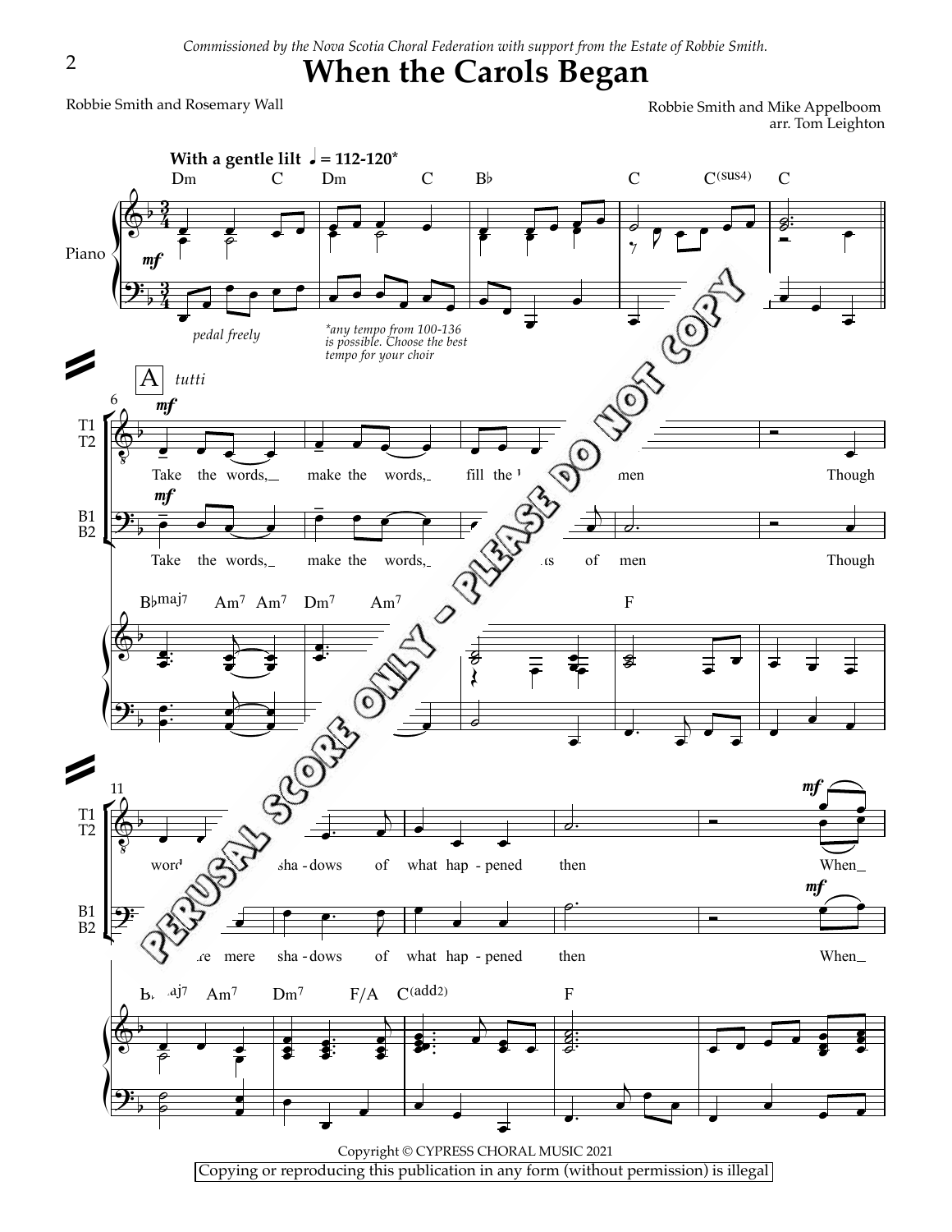*Commissioned by the Nova Scotia Choral Federation with support from the Estate of Robbie Smith.*

# When the Carols Began

Robbie Smith and Rosemary Wall

Robbie Smith and Mike Appelboom
arr. Tom Leighton

**With a gentle lilt** ♩ = 112-120*

*pedal freely*

*any tempo from 100-136 is possible. Choose the best tempo for your choir

PERUSAL SCORE ONLY - PLEASE DO NOT COPY

Copyright © CYPRESS CHORAL MUSIC 2021

Copying or reproducing this publication in any form (without permission) is illegal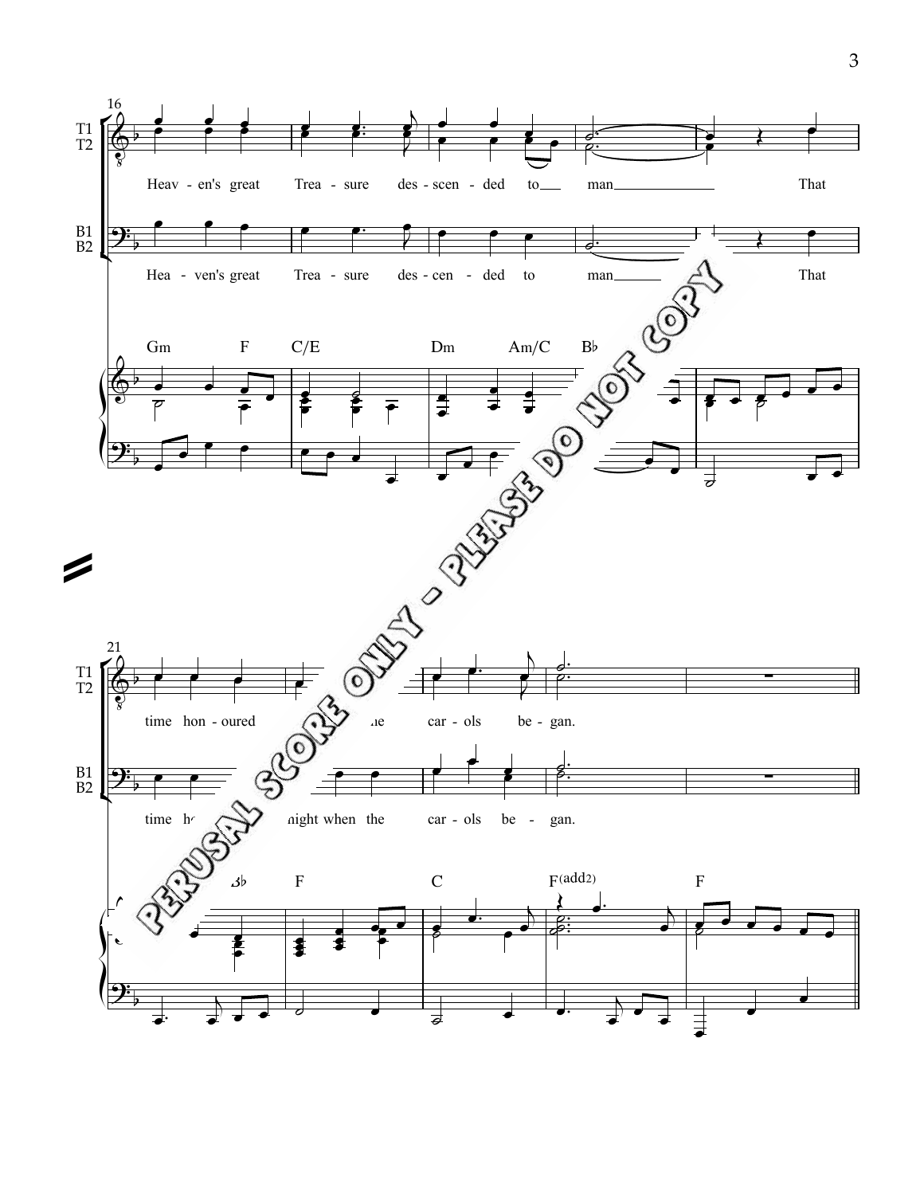T1
T2

Heav - en's great Trea - sure des - scen - ded to man That

B1
B2

Hea - ven's great Trea - sure des - cen - ded to man That

Gm F C/E Dm Am/C B♭

time hon - oured the car - ols be - gan.

time h night when the car - ols be - gan.

B♭ F C F(add2) F

PERUSAL SCORE ONLY - PLEASE DO NOT COPY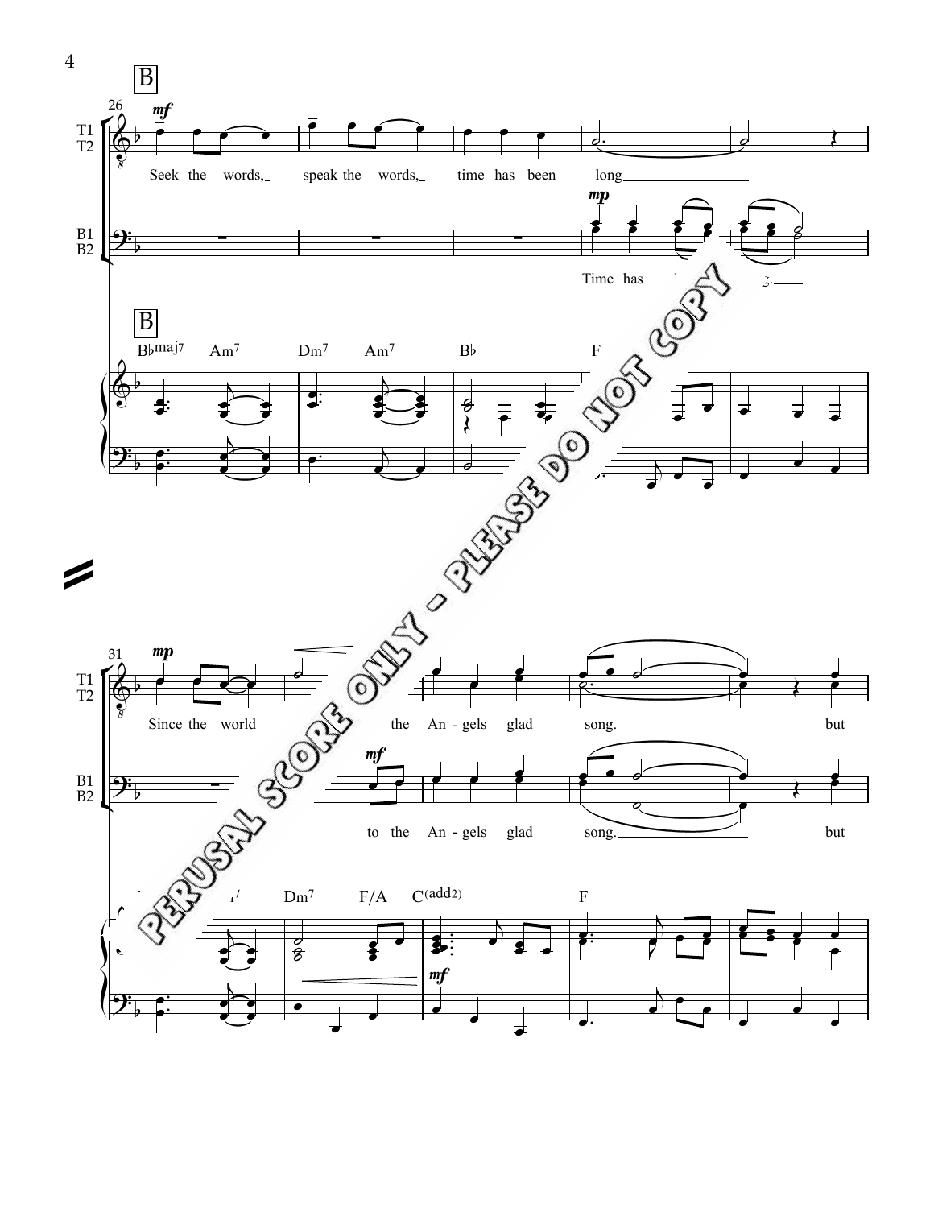**B**

26

T1
T2

*mf*

Seek the words, speak the words, time has been long

B1
B2

*mp*

Time has

**B**

B♭maj7 Am7 Dm7 Am7 B♭ F

PERUSAL SCORE ONLY - PLEASE DO NOT COPY

31

T1
T2

*mp*

Since the world the An - gels glad song. but

B1
B2

*mf*

to the An - gels glad song. but

Dm7 F/A C(add2) F

*mf*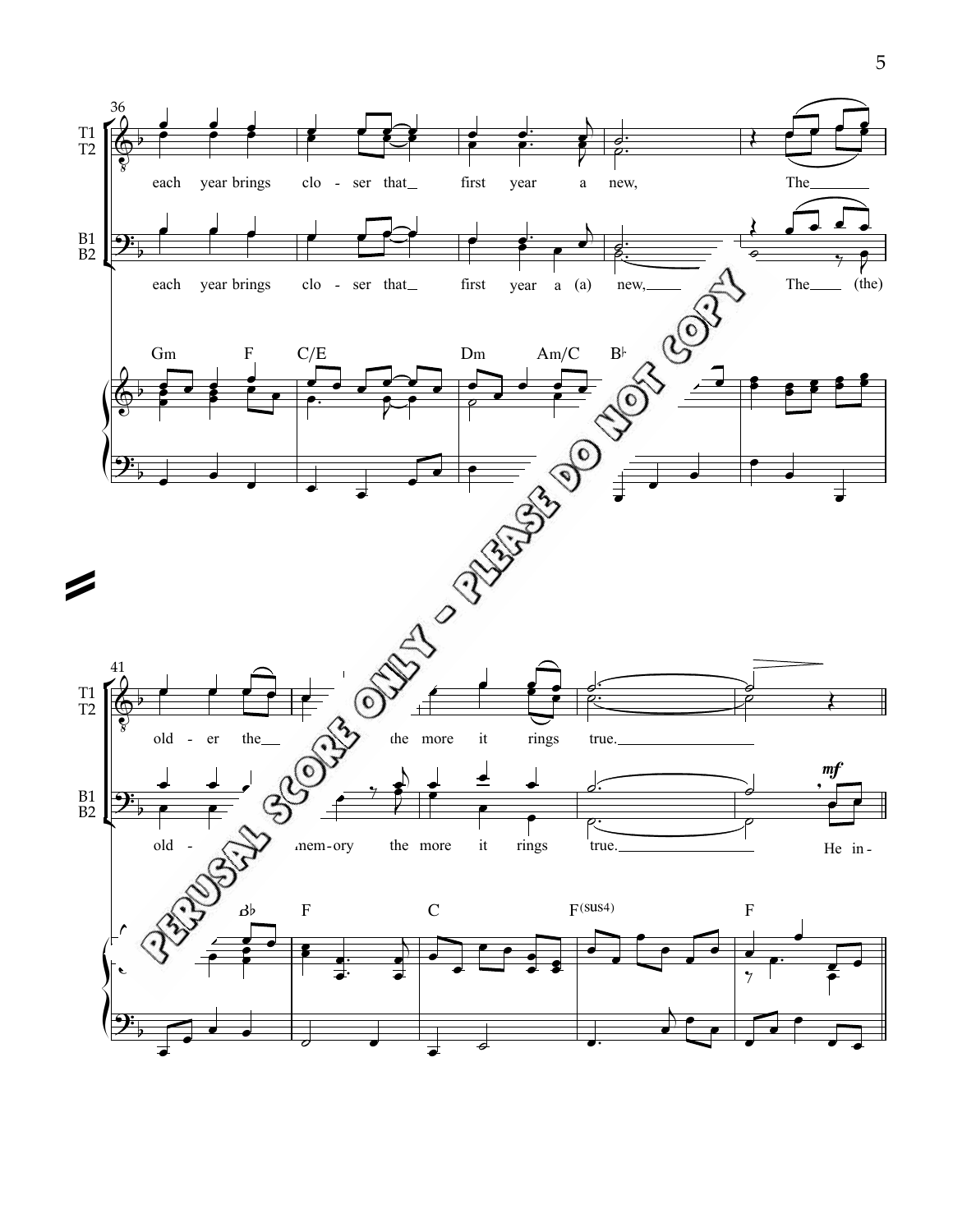36

T1
T2

each year brings clo - ser that_ first year a new, The_______

B1
B2

each year brings clo - ser that_ first year a (a) new,____ The____ (the)

Gm F C/E Dm Am/C B♭

41

T1
T2

old - er the__ the more it rings true.________________

B1
B2

*mf*

old - mem - ory the more it rings true.________________ He in -

B♭ F C F(sus4) F

PERUSAL SCORE ONLY - PLEASE DO NOT COPY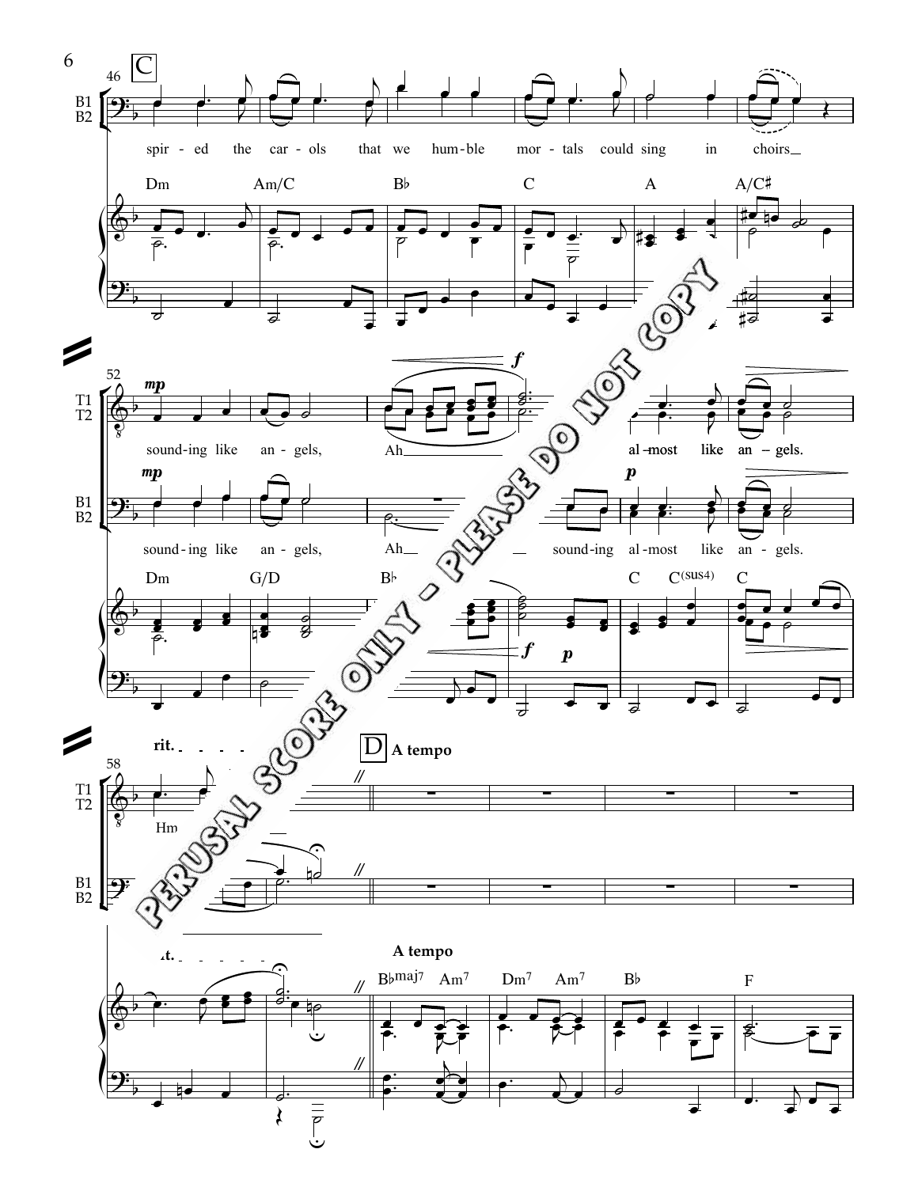C

spir - ed the car - ols that we hum - ble mor - tals could sing in choirs

Dm Am/C B♭ C A A/C♯

*mp*

sound - ing like an - gels, Ah al - most like an - gels.

*mp* *p*

sound - ing like an - gels, Ah sound - ing al - most like an - gels.

Dm G/D B♭ C C(sus4) C

*f* *p*

rit.

D A tempo

Hm

A tempo

B♭maj7 Am7 Dm7 Am7 B♭ F

PERUSAL SCORE ONLY - PLEASE DO NOT COPY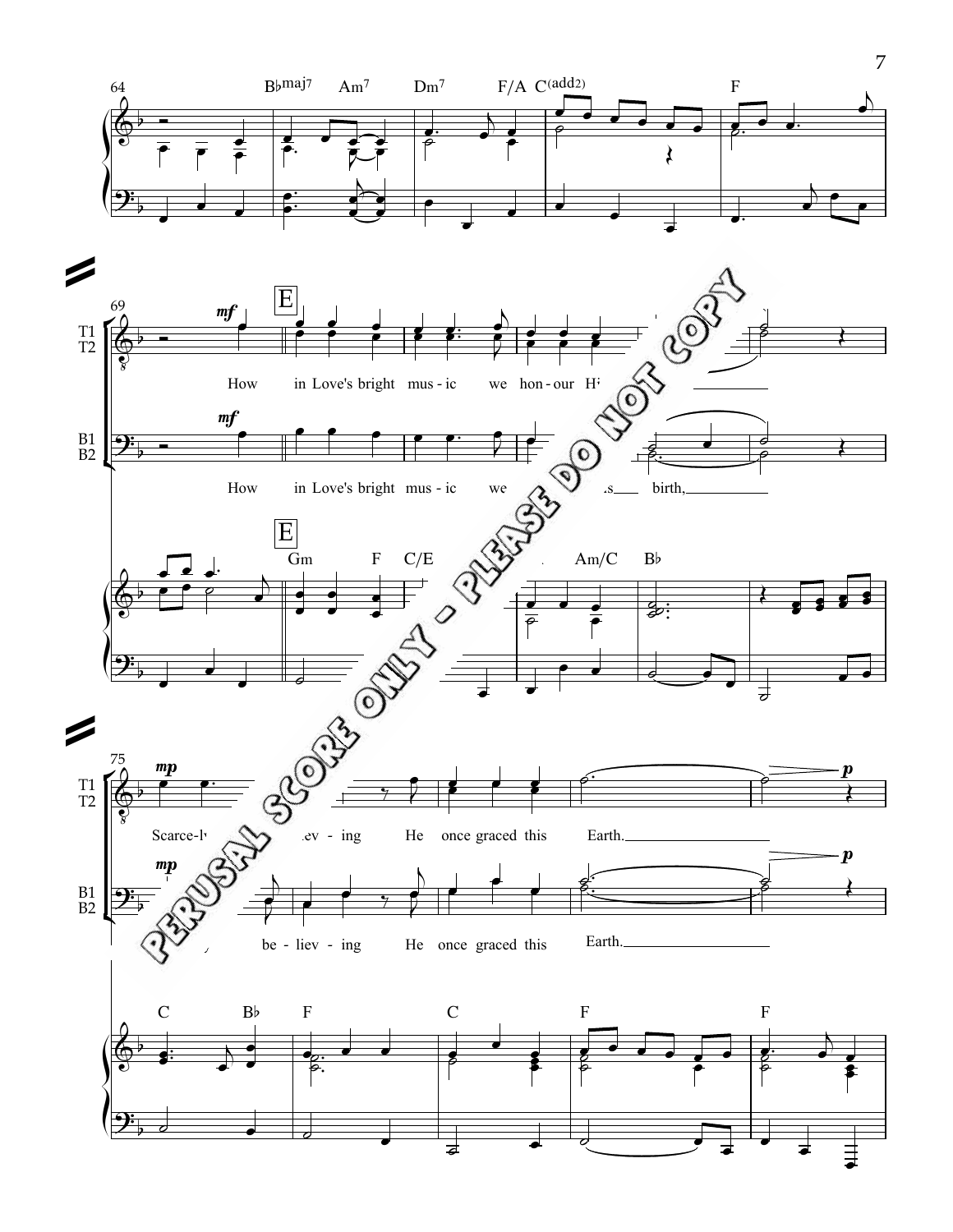64

B♭maj7 Am7 Dm7 F/A C(add2) F

69

*mf*

E

T1 T2: How in Love's bright mus - ic we hon - our H...

B1 B2: How in Love's bright mus - ic we ...s birth,

E

Gm F C/E Am/C B♭

75

*mp*

T1 T2: Scarce-l... ...lev - ing He once graced this Earth.

*p*

B1 B2: ...y be - liev - ing He once graced this Earth.

*p*

C B♭ F C F F

PERUSAL SCORE ONLY - PLEASE DO NOT COPY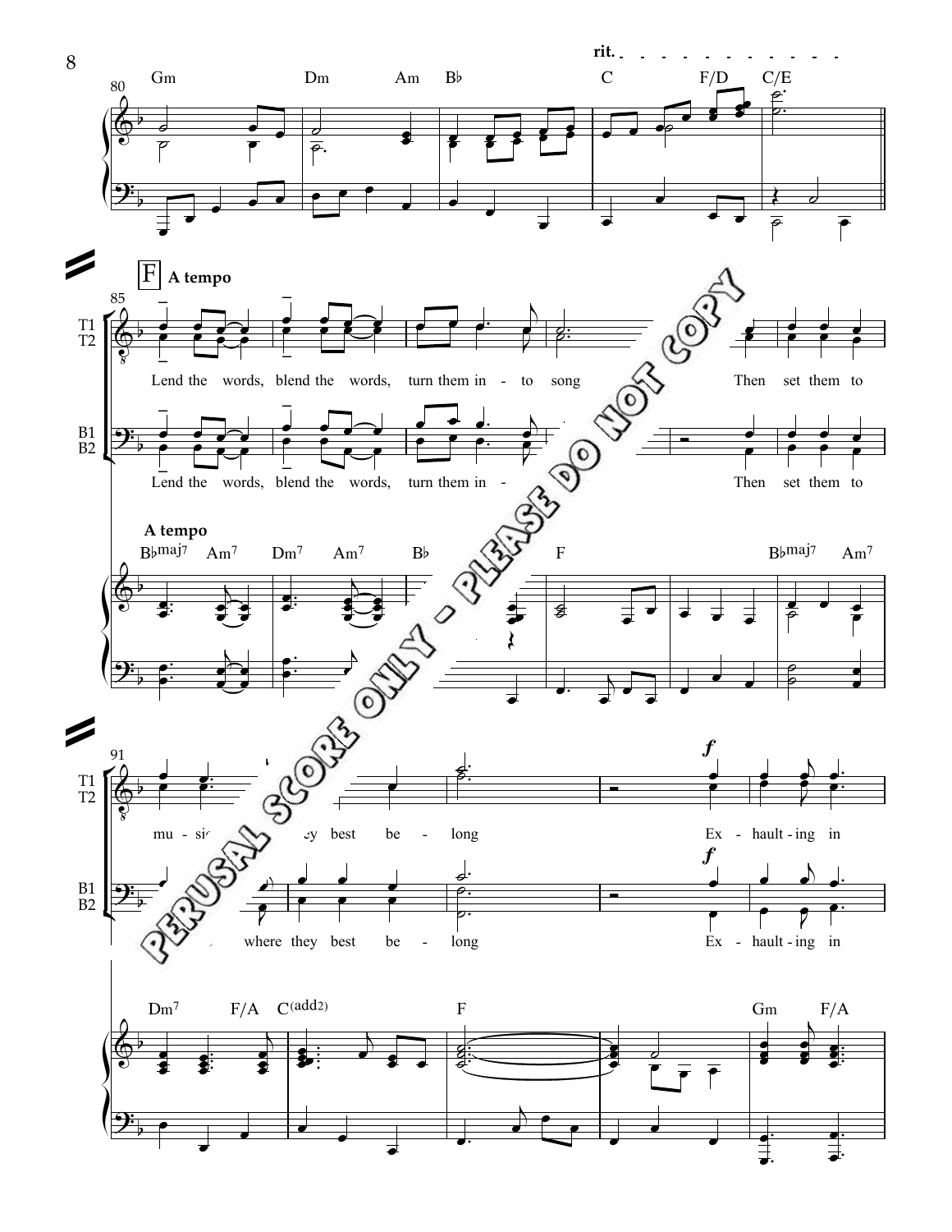rit.

Gm Dm Am B♭ C F/D C/E

F **A tempo**

T1 T2: Lend the words, blend the words, turn them in - to song Then set them to

B1 B2: Lend the words, blend the words, turn them in - Then set them to

**A tempo**

B♭maj7 Am7 Dm7 Am7 B♭ F B♭maj7 Am7

T1 T2: mu - si- ... - ey best be - long Ex - hault - ing in

B1 B2: ... where they best be - long Ex - hault - ing in

Dm7 F/A C(add2) F Gm F/A

PERUSAL SCORE ONLY - PLEASE DO NOT COPY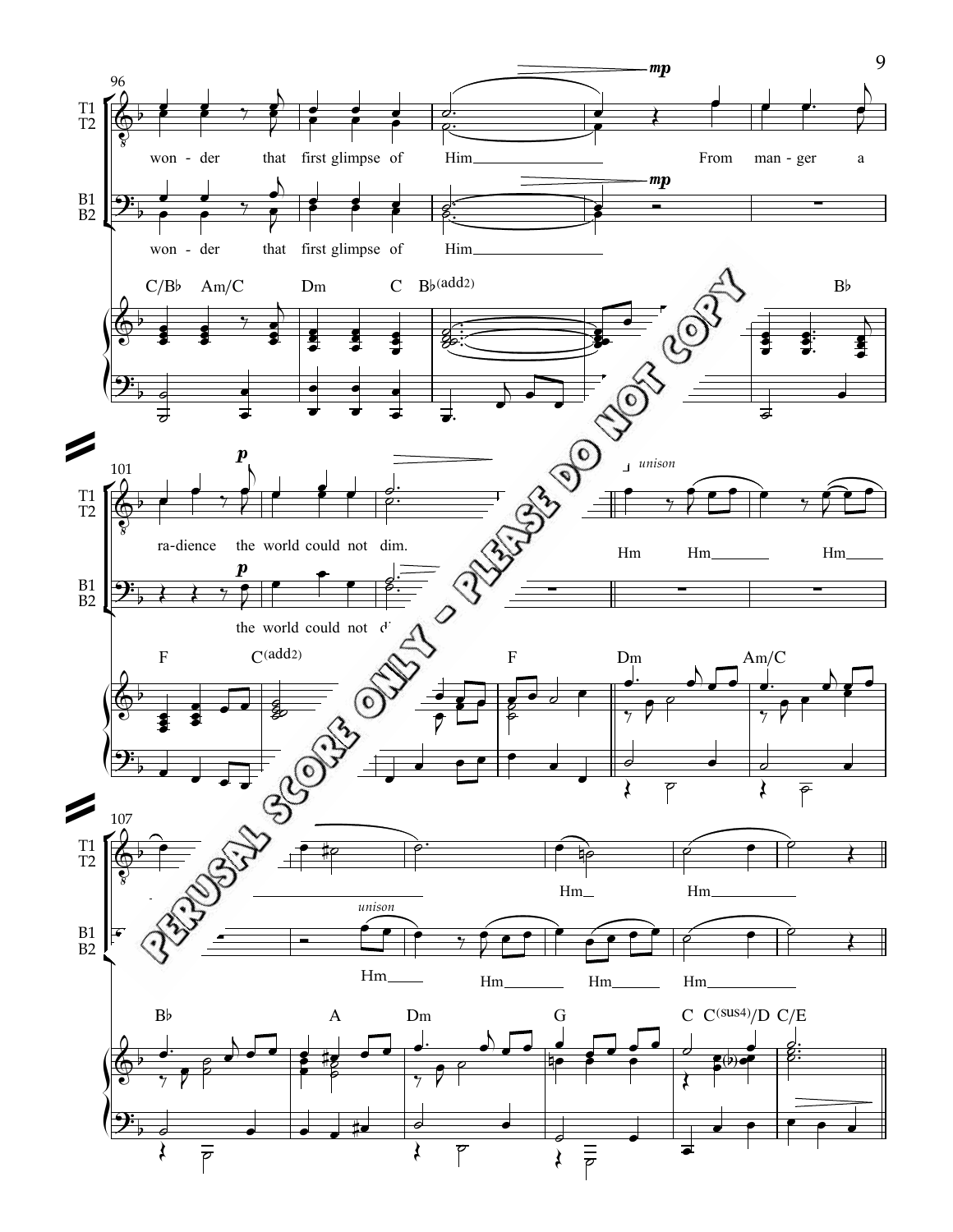96

T1
T2

*mp*

won - der that first glimpse of Him From man - ger a

B1
B2

*mp*

won - der that first glimpse of Him

C/B♭ Am/C Dm C B♭(add2) B♭

101

*p*

ra-dience the world could not dim.

*unison*

Hm Hm Hm

*p*

the world could not d

F C(add2) F Dm Am/C

107

*unison*

Hm Hm

Hm Hm Hm Hm

B♭ A Dm G C C(sus4)/D C/E

PERUSAL SCORE ONLY - PLEASE DO NOT COPY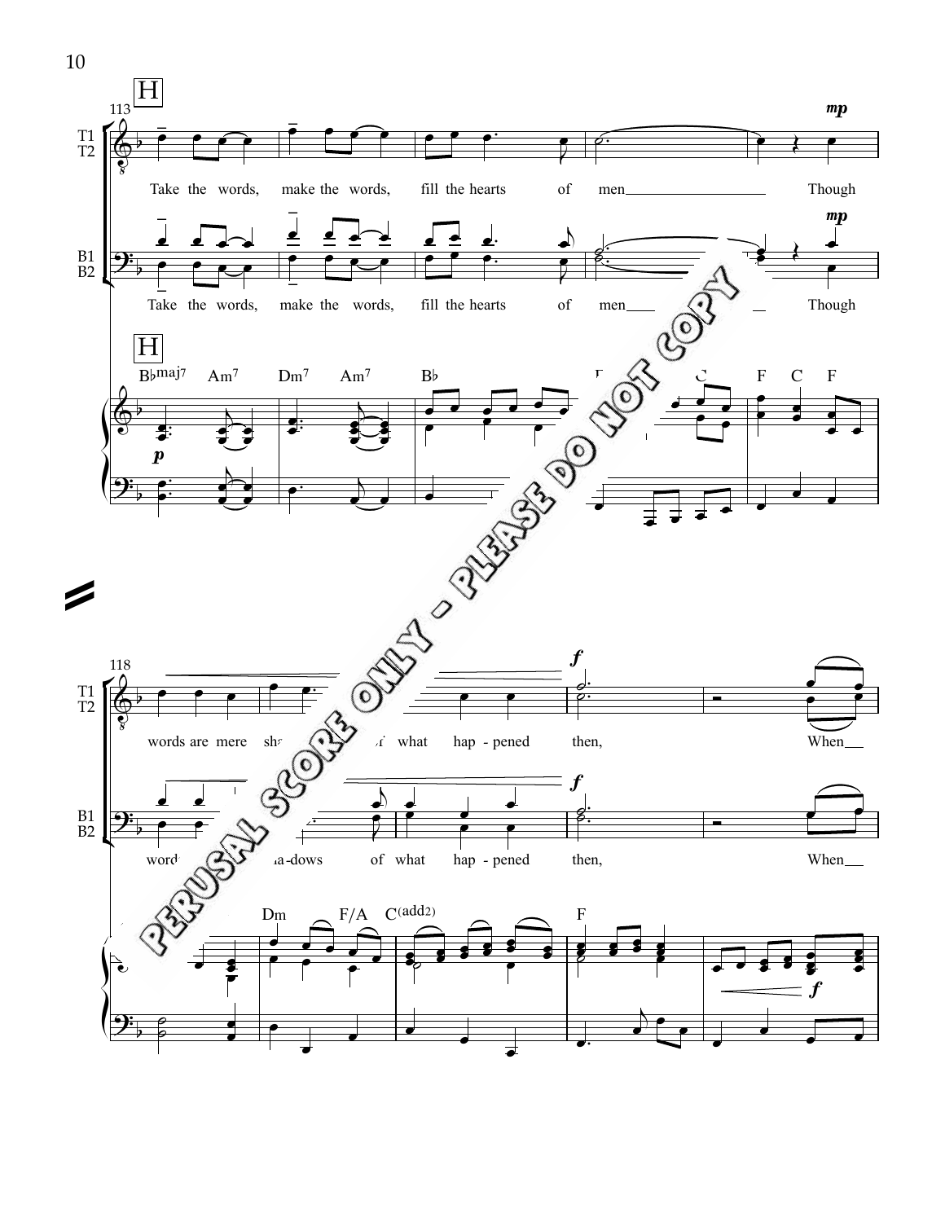**H**

113

T1
T2

*mp*

Take the words, make the words, fill the hearts of men\_\_\_\_\_\_\_\_ Though

B1
B2

*mp*

Take the words, make the words, fill the hearts of men\_\_\_\_\_\_\_\_ Though

**H**

B♭maj7 Am7 Dm7 Am7 B♭ F C F C F

*p*

118

T1
T2

*f*

words are mere shadows of what hap - pened then, When\_\_

B1
B2

*f*

words are mere shadows of what hap - pened then, When\_\_

Dm F/A C(add2) F

*f*

PERUSAL SCORE ONLY - PLEASE DO NOT COPY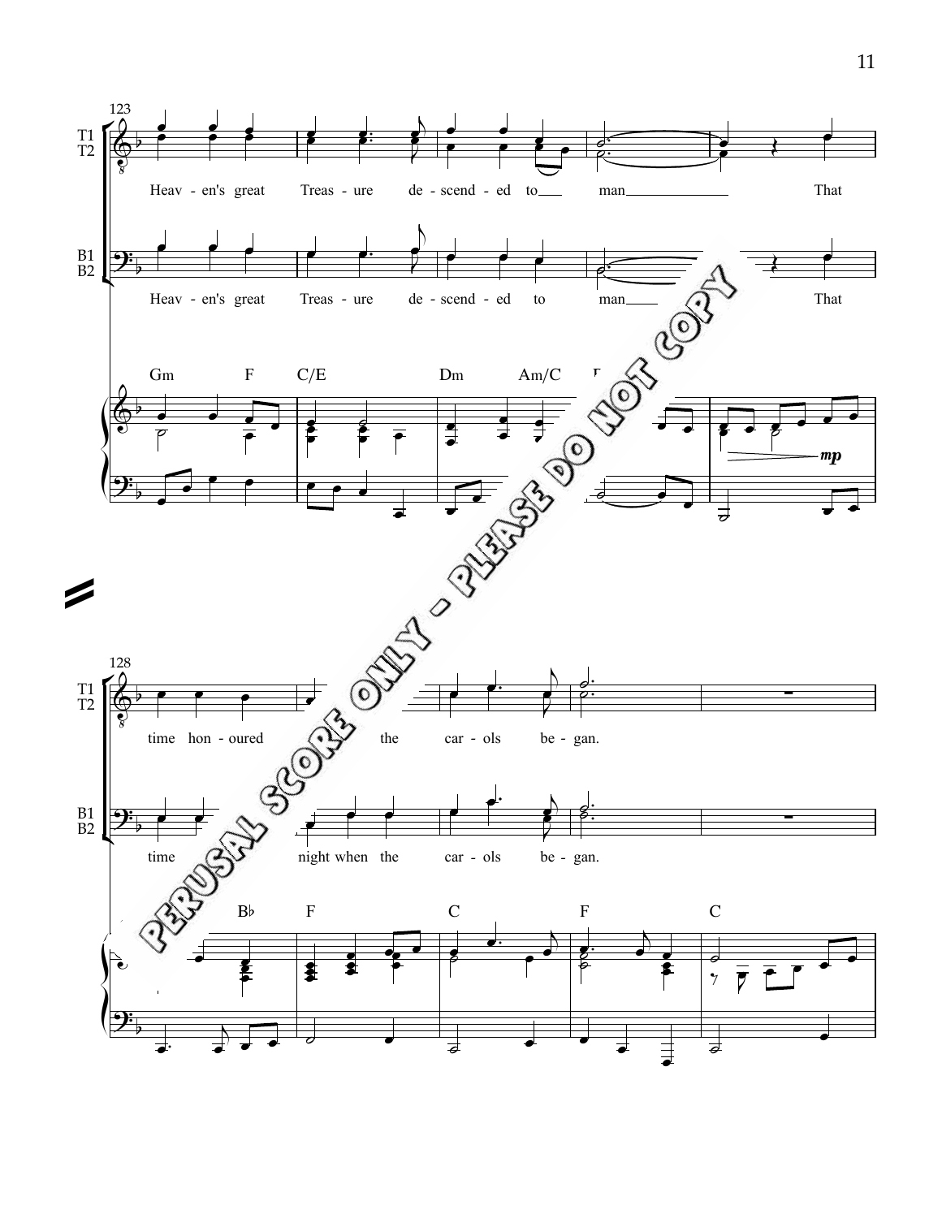123

T1
T2

Heav - en's great Treas - ure de - scend - ed to man That

B1
B2

Heav - en's great Treas - ure de - scend - ed to man That

Gm F C/E Dm Am/C

*mp*

128

T1
T2

time hon - oured the car - ols be - gan.

B1
B2

time night when the car - ols be - gan.

B♭ F C F C

PERUSAL SCORE ONLY - PLEASE DO NOT COPY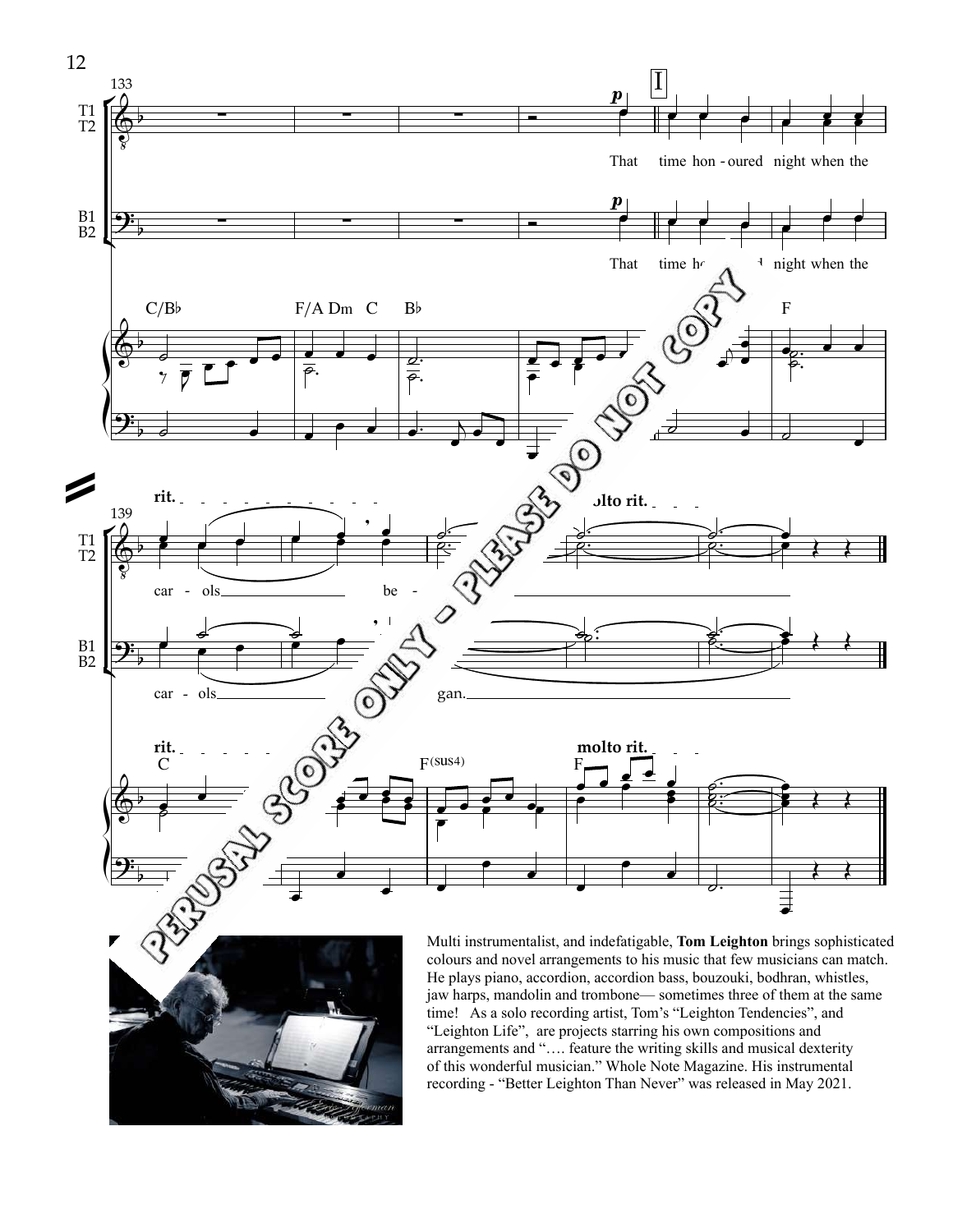Multi instrumentalist, and indefatigable, **Tom Leighton** brings sophisticated colours and novel arrangements to his music that few musicians can match. He plays piano, accordion, accordion bass, bouzouki, bodhran, whistles, jaw harps, mandolin and trombone— sometimes three of them at the same time! As a solo recording artist, Tom's "Leighton Tendencies", and "Leighton Life", are projects starring his own compositions and arrangements and "…. feature the writing skills and musical dexterity of this wonderful musician." Whole Note Magazine. His instrumental recording - "Better Leighton Than Never" was released in May 2021.